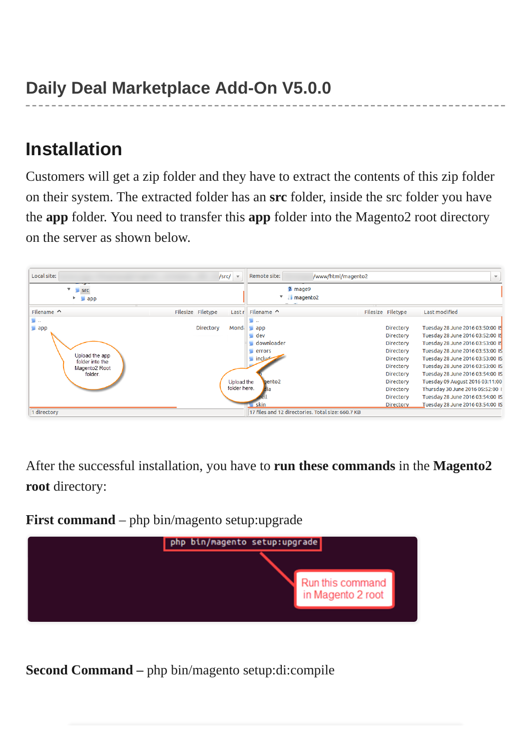# Daily Deal Marketplace Add-On V5.0.0

## Installation

Customers will get a zip folder and they have to extract the contents of this zip folder on their system. The extracted folder has an **src** folder, inside the src folder you have the **app** folder. You need to transfer this **app** folder into the Magento2 root directory on the server as shown below.

After the successful installation, you have to **run these commands** in the **Magento2 root** directory:

**First command** – php bin/magento setup:upgrade

**Second Command –** php bin/magento setup:di:compile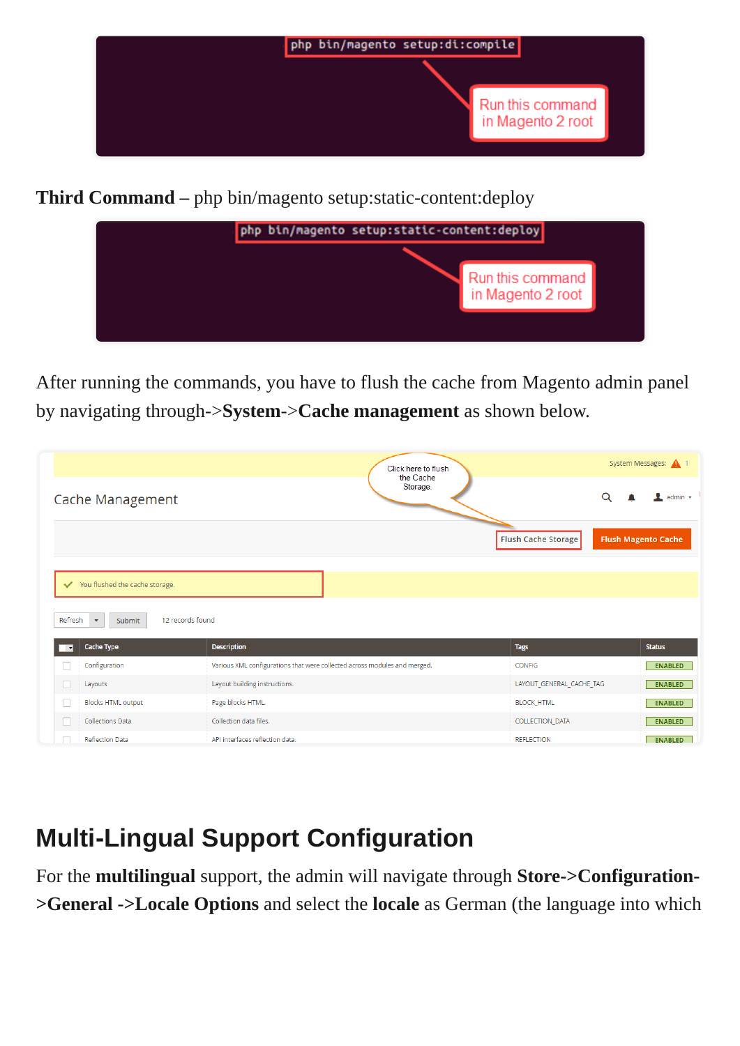**Third Command –** php bin/magento setup:static-content:deploy

After running the commands, you have to flush the cache from Magento admin panel by navigating through->**System**->**Cache management** as shown below.

## Multi-Lingual Support Configuration

For the **multilingual** support, the admin will navigate through **Store->Configuration->General ->Locale Options** and select the **locale** as German (the language into which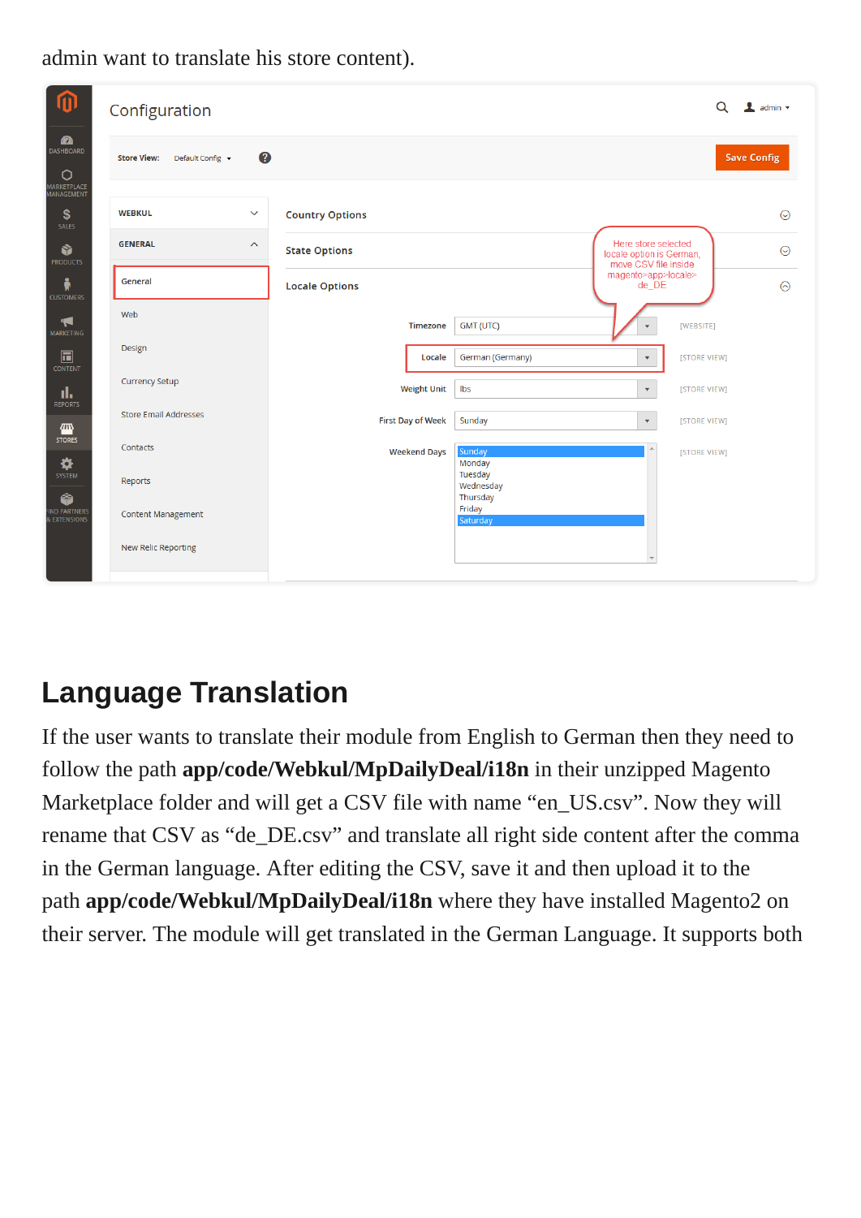admin want to translate his store content).

## Language Translation

If the user wants to translate their module from English to German then they need to follow the path **app/code/Webkul/MpDailyDeal/i18n** in their unzipped Magento Marketplace folder and will get a CSV file with name “en_US.csv”. Now they will rename that CSV as “de_DE.csv” and translate all right side content after the comma in the German language. After editing the CSV, save it and then upload it to the path **app/code/Webkul/MpDailyDeal/i18n** where they have installed Magento2 on their server. The module will get translated in the German Language. It supports both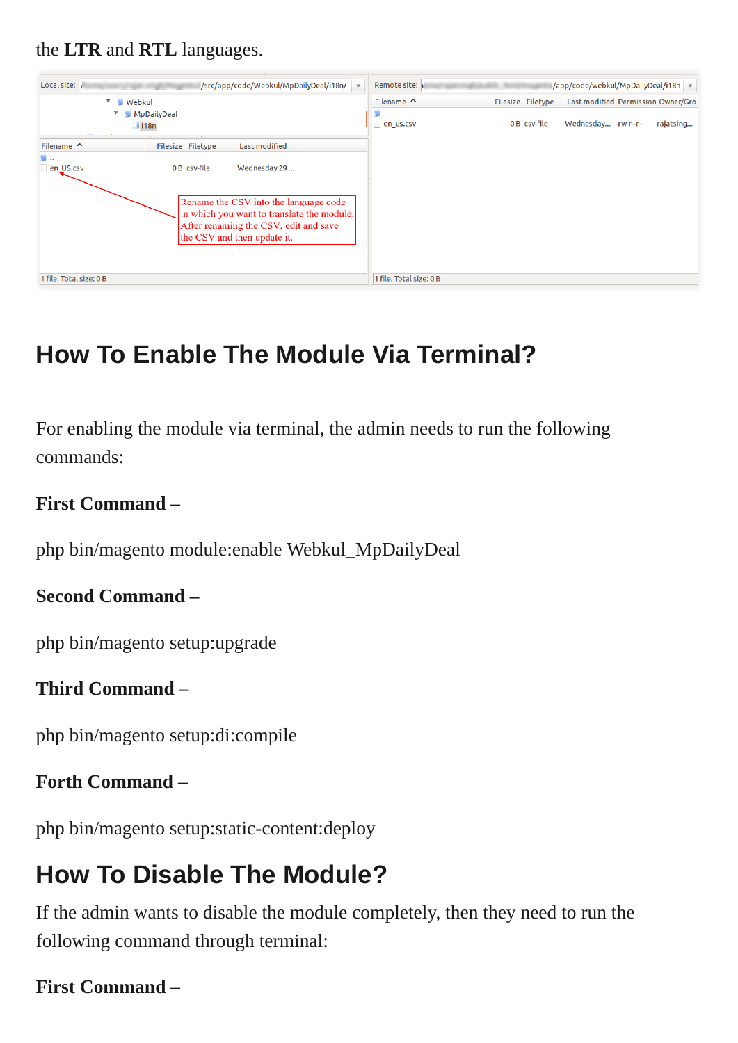the **LTR** and **RTL** languages.

## How To Enable The Module Via Terminal?

For enabling the module via terminal, the admin needs to run the following commands:

**First Command –**

php bin/magento module:enable Webkul_MpDailyDeal

**Second Command –**

php bin/magento setup:upgrade

**Third Command –**

php bin/magento setup:di:compile

**Forth Command –**

php bin/magento setup:static-content:deploy

## How To Disable The Module?

If the admin wants to disable the module completely, then they need to run the following command through terminal:

**First Command –**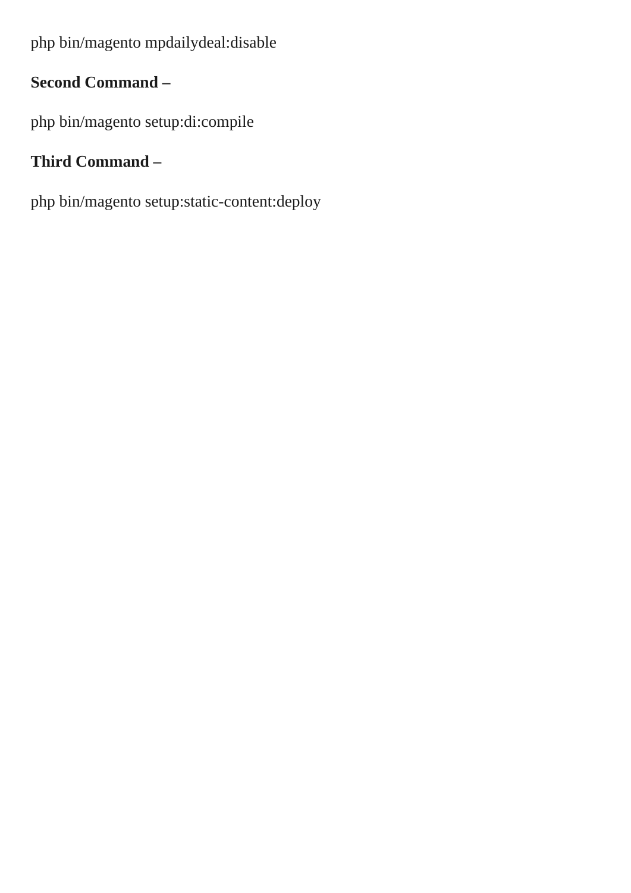php bin/magento mpdailydeal:disable

**Second Command –**

php bin/magento setup:di:compile

**Third Command –**

php bin/magento setup:static-content:deploy